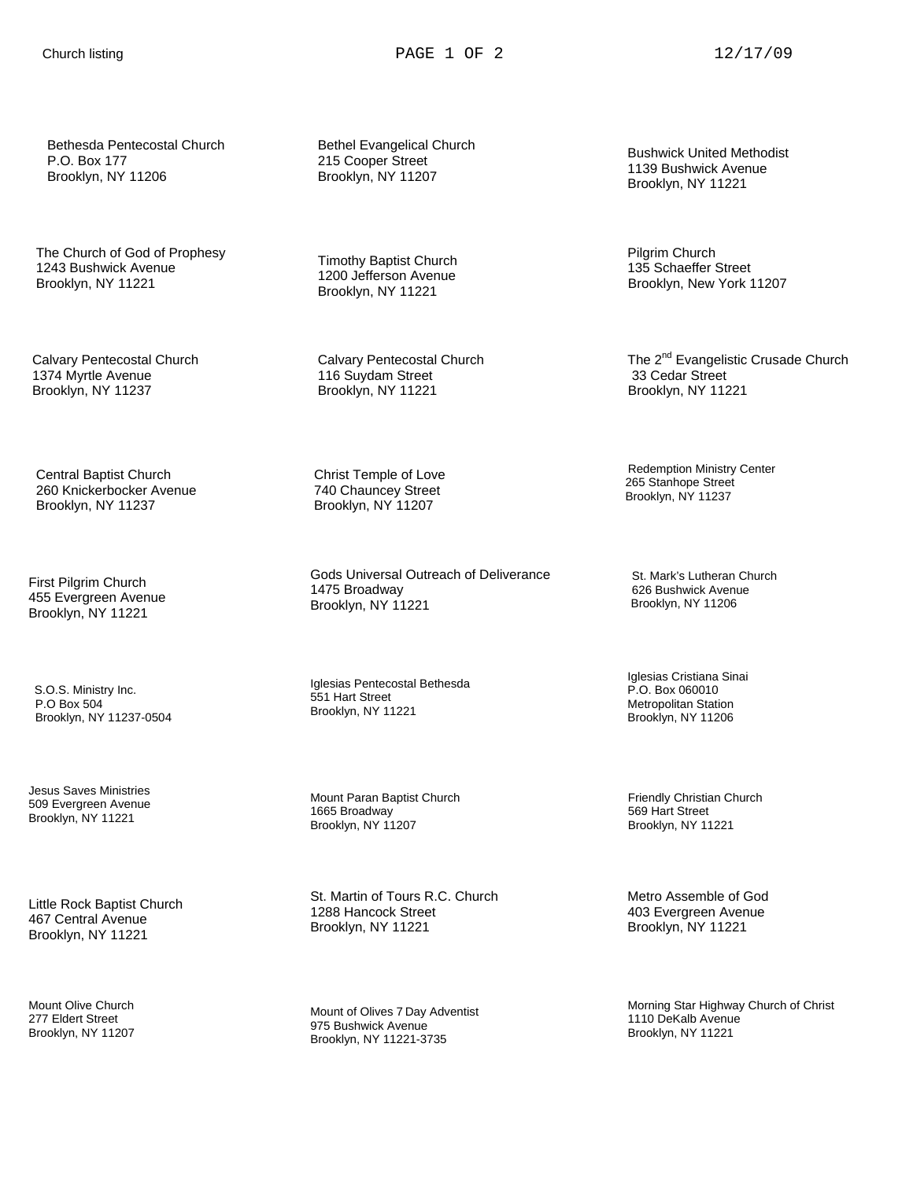Bethesda Pentecostal Church
P.O. Box 177
Brooklyn, NY 11206

Bethel Evangelical Church
215 Cooper Street
Brooklyn, NY 11207

Bushwick United Methodist
1139 Bushwick Avenue
Brooklyn, NY 11221

The Church of God of Prophesy
1243 Bushwick Avenue
Brooklyn, NY 11221

Timothy Baptist Church
1200 Jefferson Avenue
Brooklyn, NY 11221

Pilgrim Church
135 Schaeffer Street
Brooklyn, New York 11207

Calvary Pentecostal Church
1374 Myrtle Avenue
Brooklyn, NY 11237

Calvary Pentecostal Church
116 Suydam Street
Brooklyn, NY 11221

The 2nd Evangelistic Crusade Church
33 Cedar Street
Brooklyn, NY 11221

Central Baptist Church
260 Knickerbocker Avenue
Brooklyn, NY 11237

Christ Temple of Love
740 Chauncey Street
Brooklyn, NY 11207

Redemption Ministry Center
265 Stanhope Street
Brooklyn, NY 11237

First Pilgrim Church
455 Evergreen Avenue
Brooklyn, NY 11221

Gods Universal Outreach of Deliverance
1475 Broadway
Brooklyn, NY 11221

St. Mark's Lutheran Church
626 Bushwick Avenue
Brooklyn, NY 11206

S.O.S. Ministry Inc.
P.O Box 504
Brooklyn, NY 11237-0504

Iglesias Pentecostal Bethesda
551 Hart Street
Brooklyn, NY 11221

Iglesias Cristiana Sinai
P.O. Box 060010
Metropolitan Station
Brooklyn, NY 11206

Jesus Saves Ministries
509 Evergreen Avenue
Brooklyn, NY 11221

Mount Paran Baptist Church
1665 Broadway
Brooklyn, NY 11207

Friendly Christian Church
569 Hart Street
Brooklyn, NY 11221

Little Rock Baptist Church
467 Central Avenue
Brooklyn, NY 11221

St. Martin of Tours R.C. Church
1288 Hancock Street
Brooklyn, NY 11221

Metro Assemble of God
403 Evergreen Avenue
Brooklyn, NY 11221

Mount Olive Church
277 Eldert Street
Brooklyn, NY 11207

Mount of Olives 7 Day Adventist
975 Bushwick Avenue
Brooklyn, NY 11221-3735

Morning Star Highway Church of Christ
1110 DeKalb Avenue
Brooklyn, NY 11221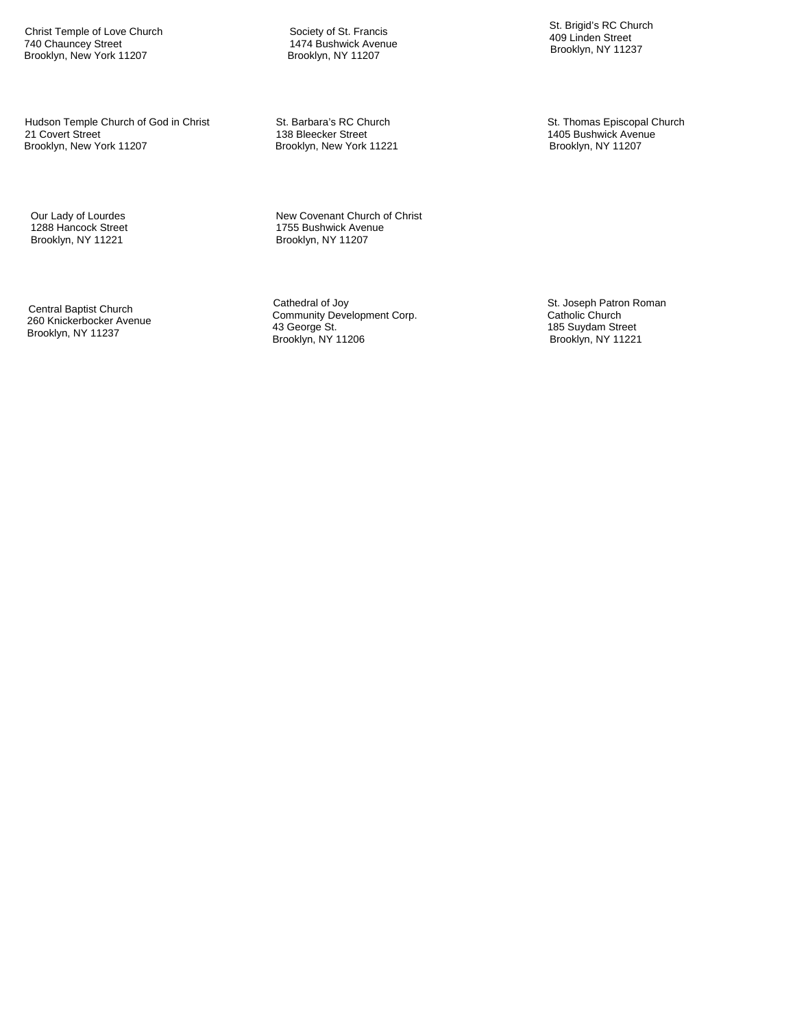Christ Temple of Love Church
740 Chauncey Street
Brooklyn, New York 11207

Society of St. Francis
1474 Bushwick Avenue
Brooklyn, NY 11207

St. Brigid's RC Church
409 Linden Street
Brooklyn, NY 11237

Hudson Temple Church of God in Christ
21 Covert Street
Brooklyn, New York 11207

St. Barbara's RC Church
138 Bleecker Street
Brooklyn, New York 11221

St. Thomas Episcopal Church
1405 Bushwick Avenue
Brooklyn, NY 11207

Our Lady of Lourdes
1288 Hancock Street
Brooklyn, NY 11221

New Covenant Church of Christ
1755 Bushwick Avenue
Brooklyn, NY 11207

Central Baptist Church
260 Knickerbocker Avenue
Brooklyn, NY 11237

Cathedral of Joy
Community Development Corp.
43 George St.
Brooklyn, NY 11206

St. Joseph Patron Roman
Catholic Church
185 Suydam Street
Brooklyn, NY 11221